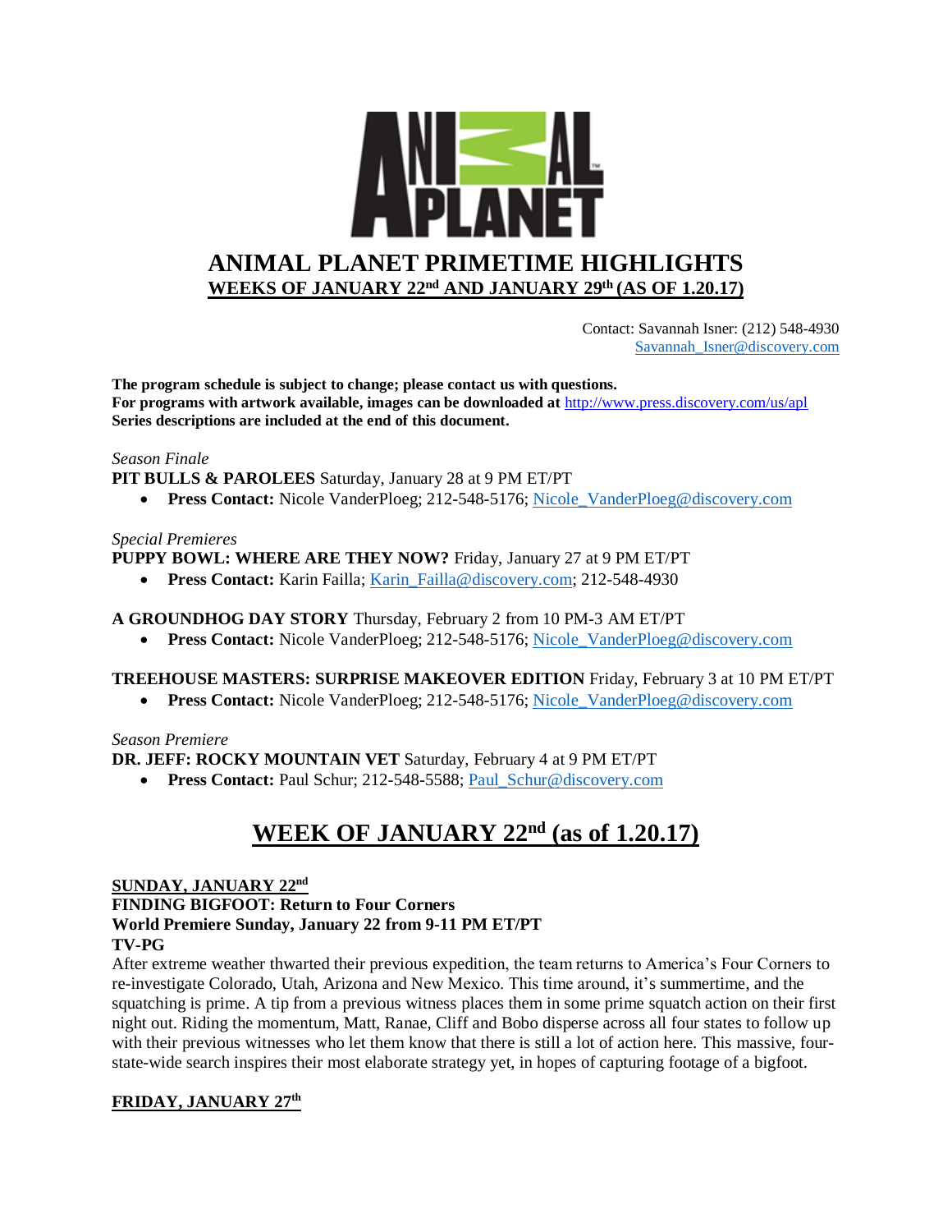# ANIMAL PLANET PRIMETIME HIGHLIGHTS

## WEEKS OF JANUARY 22nd AND JANUARY 29th (AS OF 1.20.17)

Contact: Savannah Isner: (212) 548-4930
Savannah_Isner@discovery.com

**The program schedule is subject to change; please contact us with questions.**
**For programs with artwork available, images can be downloaded at** http://www.press.discovery.com/us/apl
**Series descriptions are included at the end of this document.**

*Season Finale*
**PIT BULLS & PAROLEES** Saturday, January 28 at 9 PM ET/PT

- **Press Contact:** Nicole VanderPloeg; 212-548-5176; Nicole_VanderPloeg@discovery.com

*Special Premieres*
**PUPPY BOWL: WHERE ARE THEY NOW?** Friday, January 27 at 9 PM ET/PT

- **Press Contact:** Karin Failla; Karin_Failla@discovery.com; 212-548-4930

**A GROUNDHOG DAY STORY** Thursday, February 2 from 10 PM-3 AM ET/PT

- **Press Contact:** Nicole VanderPloeg; 212-548-5176; Nicole_VanderPloeg@discovery.com

**TREEHOUSE MASTERS: SURPRISE MAKEOVER EDITION** Friday, February 3 at 10 PM ET/PT

- **Press Contact:** Nicole VanderPloeg; 212-548-5176; Nicole_VanderPloeg@discovery.com

*Season Premiere*
**DR. JEFF: ROCKY MOUNTAIN VET** Saturday, February 4 at 9 PM ET/PT

- **Press Contact:** Paul Schur; 212-548-5588; Paul_Schur@discovery.com

## WEEK OF JANUARY 22nd (as of 1.20.17)

### SUNDAY, JANUARY 22nd

**FINDING BIGFOOT: Return to Four Corners**
**World Premiere Sunday, January 22 from 9-11 PM ET/PT**
**TV-PG**

After extreme weather thwarted their previous expedition, the team returns to America's Four Corners to re-investigate Colorado, Utah, Arizona and New Mexico. This time around, it's summertime, and the squatching is prime. A tip from a previous witness places them in some prime squatch action on their first night out. Riding the momentum, Matt, Ranae, Cliff and Bobo disperse across all four states to follow up with their previous witnesses who let them know that there is still a lot of action here. This massive, four-state-wide search inspires their most elaborate strategy yet, in hopes of capturing footage of a bigfoot.

### FRIDAY, JANUARY 27th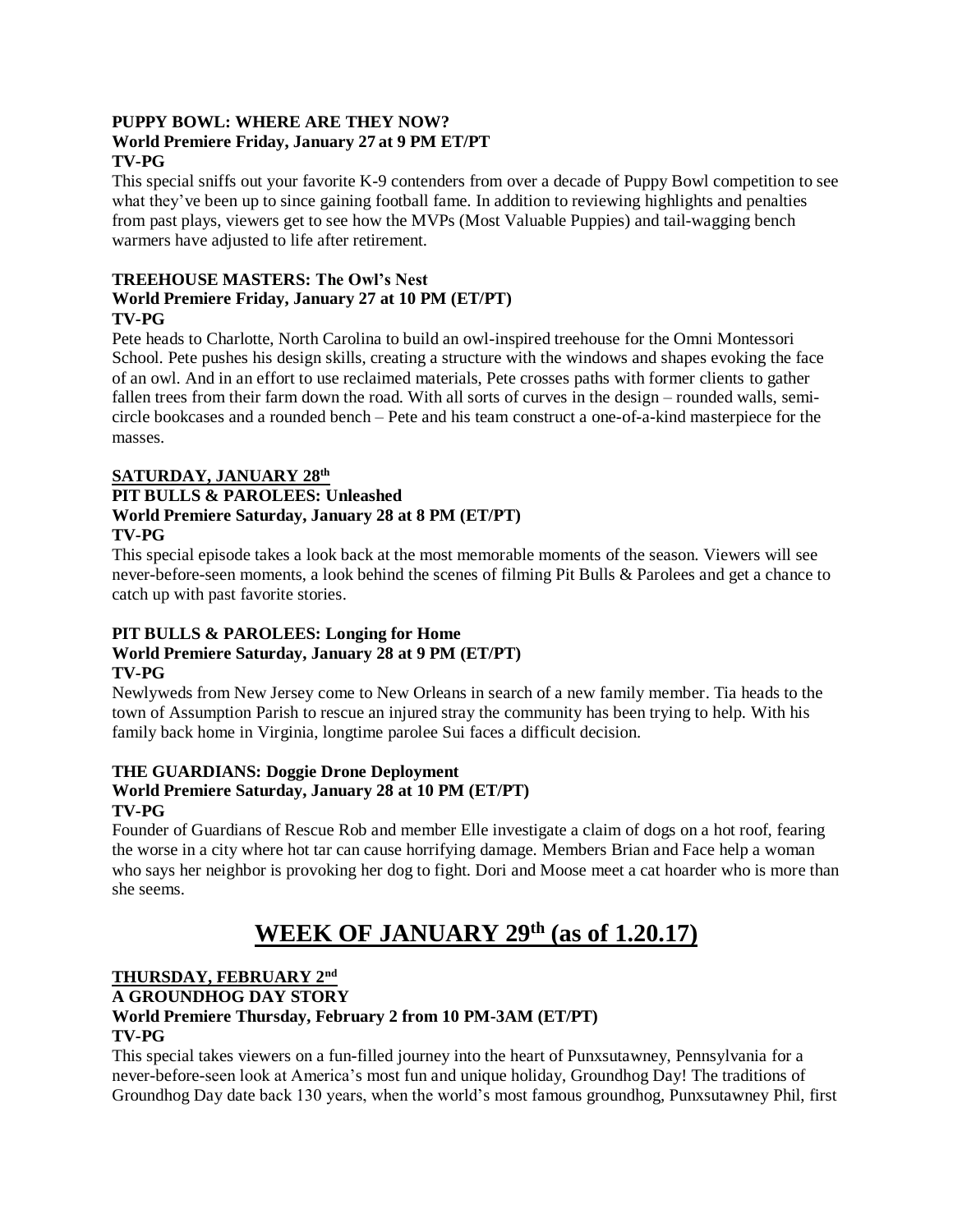**PUPPY BOWL: WHERE ARE THEY NOW?**
**World Premiere Friday, January 27 at 9 PM ET/PT**
**TV-PG**

This special sniffs out your favorite K-9 contenders from over a decade of Puppy Bowl competition to see what they've been up to since gaining football fame. In addition to reviewing highlights and penalties from past plays, viewers get to see how the MVPs (Most Valuable Puppies) and tail-wagging bench warmers have adjusted to life after retirement.

**TREEHOUSE MASTERS: The Owl's Nest**
**World Premiere Friday, January 27 at 10 PM (ET/PT)**
**TV-PG**

Pete heads to Charlotte, North Carolina to build an owl-inspired treehouse for the Omni Montessori School. Pete pushes his design skills, creating a structure with the windows and shapes evoking the face of an owl. And in an effort to use reclaimed materials, Pete crosses paths with former clients to gather fallen trees from their farm down the road. With all sorts of curves in the design – rounded walls, semi-circle bookcases and a rounded bench – Pete and his team construct a one-of-a-kind masterpiece for the masses.

**SATURDAY, JANUARY 28th**

**PIT BULLS & PAROLEES: Unleashed**
**World Premiere Saturday, January 28 at 8 PM (ET/PT)**
**TV-PG**

This special episode takes a look back at the most memorable moments of the season. Viewers will see never-before-seen moments, a look behind the scenes of filming Pit Bulls & Parolees and get a chance to catch up with past favorite stories.

**PIT BULLS & PAROLEES: Longing for Home**
**World Premiere Saturday, January 28 at 9 PM (ET/PT)**
**TV-PG**

Newlyweds from New Jersey come to New Orleans in search of a new family member. Tia heads to the town of Assumption Parish to rescue an injured stray the community has been trying to help. With his family back home in Virginia, longtime parolee Sui faces a difficult decision.

**THE GUARDIANS: Doggie Drone Deployment**
**World Premiere Saturday, January 28 at 10 PM (ET/PT)**
**TV-PG**

Founder of Guardians of Rescue Rob and member Elle investigate a claim of dogs on a hot roof, fearing the worse in a city where hot tar can cause horrifying damage. Members Brian and Face help a woman who says her neighbor is provoking her dog to fight. Dori and Moose meet a cat hoarder who is more than she seems.

# WEEK OF JANUARY 29th (as of 1.20.17)

**THURSDAY, FEBRUARY 2nd**

**A GROUNDHOG DAY STORY**
**World Premiere Thursday, February 2 from 10 PM-3AM (ET/PT)**
**TV-PG**

This special takes viewers on a fun-filled journey into the heart of Punxsutawney, Pennsylvania for a never-before-seen look at America's most fun and unique holiday, Groundhog Day! The traditions of Groundhog Day date back 130 years, when the world's most famous groundhog, Punxsutawney Phil, first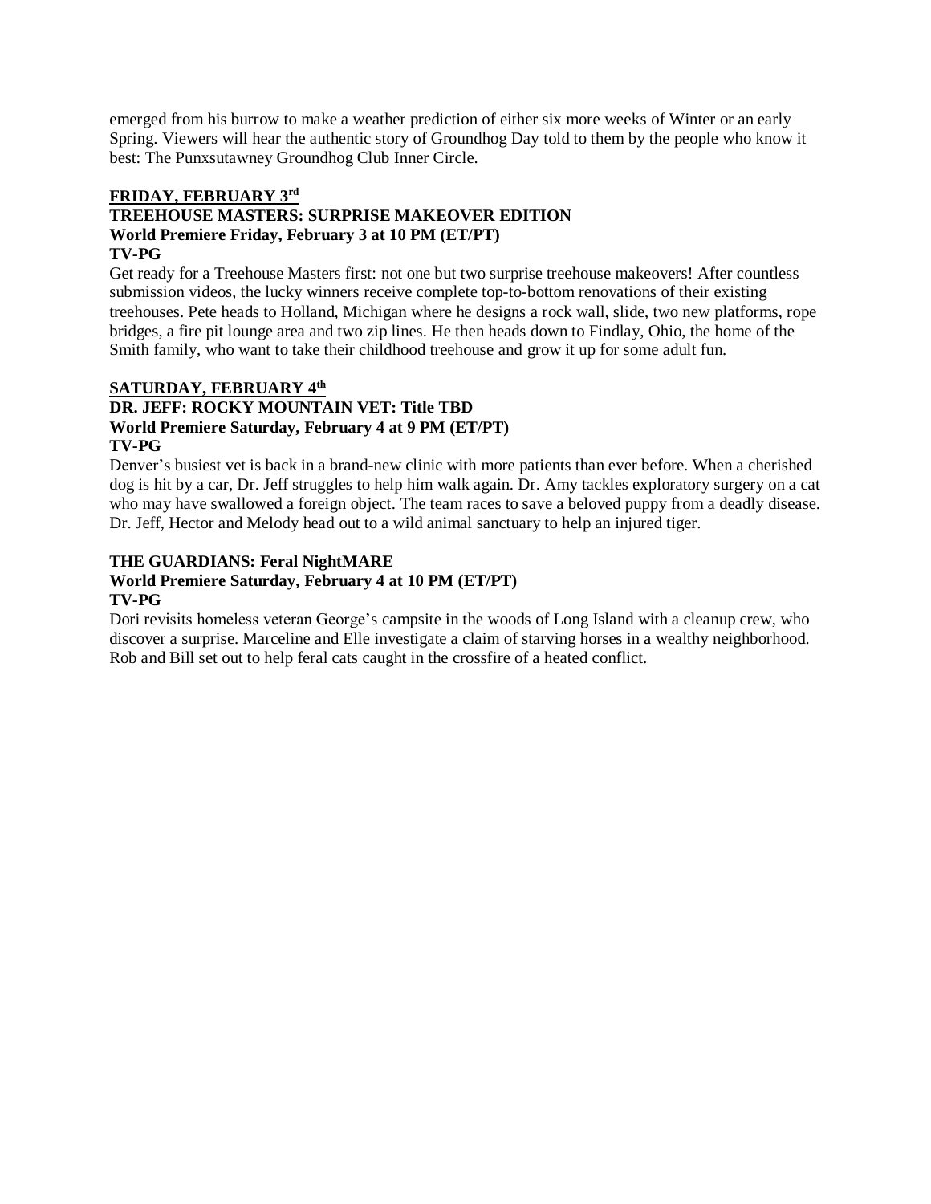emerged from his burrow to make a weather prediction of either six more weeks of Winter or an early Spring. Viewers will hear the authentic story of Groundhog Day told to them by the people who know it best: The Punxsutawney Groundhog Club Inner Circle.

## FRIDAY, FEBRUARY 3rd

**TREEHOUSE MASTERS: SURPRISE MAKEOVER EDITION**
**World Premiere Friday, February 3 at 10 PM (ET/PT)**
**TV-PG**

Get ready for a Treehouse Masters first: not one but two surprise treehouse makeovers! After countless submission videos, the lucky winners receive complete top-to-bottom renovations of their existing treehouses. Pete heads to Holland, Michigan where he designs a rock wall, slide, two new platforms, rope bridges, a fire pit lounge area and two zip lines. He then heads down to Findlay, Ohio, the home of the Smith family, who want to take their childhood treehouse and grow it up for some adult fun.

## SATURDAY, FEBRUARY 4th

**DR. JEFF: ROCKY MOUNTAIN VET: Title TBD**
**World Premiere Saturday, February 4 at 9 PM (ET/PT)**
**TV-PG**

Denver's busiest vet is back in a brand-new clinic with more patients than ever before. When a cherished dog is hit by a car, Dr. Jeff struggles to help him walk again. Dr. Amy tackles exploratory surgery on a cat who may have swallowed a foreign object. The team races to save a beloved puppy from a deadly disease. Dr. Jeff, Hector and Melody head out to a wild animal sanctuary to help an injured tiger.

**THE GUARDIANS: Feral NightMARE**
**World Premiere Saturday, February 4 at 10 PM (ET/PT)**
**TV-PG**

Dori revisits homeless veteran George's campsite in the woods of Long Island with a cleanup crew, who discover a surprise. Marceline and Elle investigate a claim of starving horses in a wealthy neighborhood. Rob and Bill set out to help feral cats caught in the crossfire of a heated conflict.